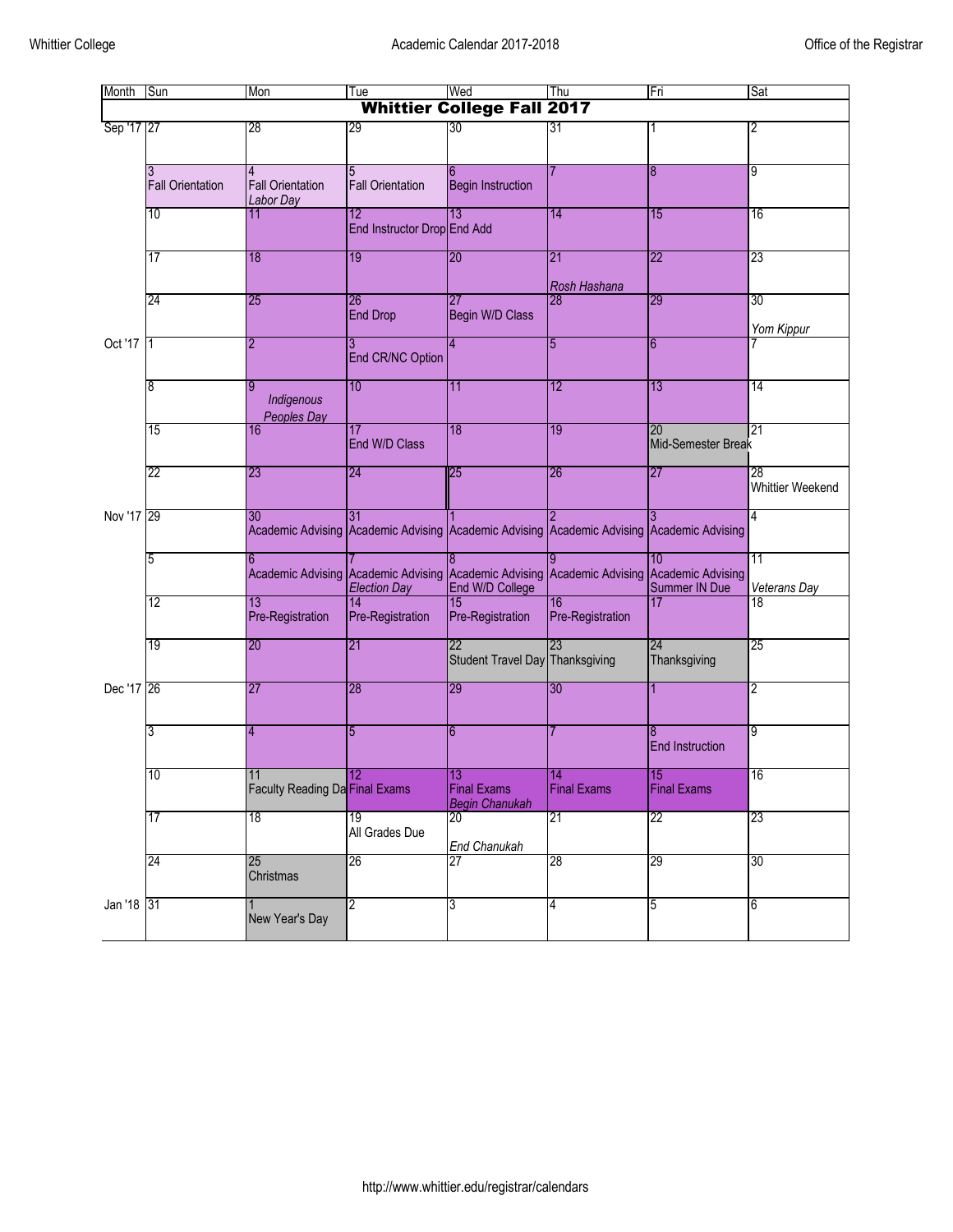# Academic Calendar 2017-2018

Whittier College — Office of the Registrar

| Month | Sun | Mon | Tue | Wed | Thu | Fri | Sat |
|---|---|---|---|---|---|---|---|
| **Whittier College Fall 2017** | | | | | | | |
| Sep '17 | 27 | 28 | 29 | 30 | 31 | 1 | 2 |
| | 3 Fall Orientation | 4 Fall Orientation *Labor Day* | 5 Fall Orientation | 6 Begin Instruction | 7 | 8 | 9 |
| | 10 | 11 | 12 End Instructor Drop | 13 End Add | 14 | 15 | 16 |
| | 17 | 18 | 19 | 20 | 21 *Rosh Hashana* | 22 | 23 |
| | 24 | 25 | 26 End Drop | 27 Begin W/D Class | 28 | 29 | 30 *Yom Kippur* |
| Oct '17 | 1 | 2 | 3 End CR/NC Option | 4 | 5 | 6 | 7 |
| | 8 | 9 *Indigenous Peoples Day* | 10 | 11 | 12 | 13 | 14 |
| | 15 | 16 | 17 End W/D Class | 18 | 19 | 20 Mid-Semester Break | 21 |
| | 22 | 23 | 24 | 25 | 26 | 27 | 28 Whittier Weekend |
| Nov '17 | 29 | 30 Academic Advising | 31 Academic Advising | 1 Academic Advising | 2 Academic Advising | 3 Academic Advising | 4 |
| | 5 | 6 Academic Advising | 7 Academic Advising *Election Day* | 8 Academic Advising End W/D College | 9 Academic Advising | 10 Academic Advising Summer IN Due | 11 *Veterans Day* |
| | 12 | 13 Pre-Registration | 14 Pre-Registration | 15 Pre-Registration | 16 Pre-Registration | 17 | 18 |
| | 19 | 20 | 21 | 22 Student Travel Day | 23 Thanksgiving | 24 Thanksgiving | 25 |
| Dec '17 | 26 | 27 | 28 | 29 | 30 | 1 | 2 |
| | 3 | 4 | 5 | 6 | 7 | 8 End Instruction | 9 |
| | 10 | 11 Faculty Reading Day | 12 Final Exams | 13 Final Exams *Begin Chanukah* | 14 Final Exams | 15 Final Exams | 16 |
| | 17 | 18 | 19 All Grades Due | 20 *End Chanukah* | 21 | 22 | 23 |
| | 24 | 25 Christmas | 26 | 27 | 28 | 29 | 30 |
| Jan '18 | 31 | 1 New Year's Day | 2 | 3 | 4 | 5 | 6 |

http://www.whittier.edu/registrar/calendars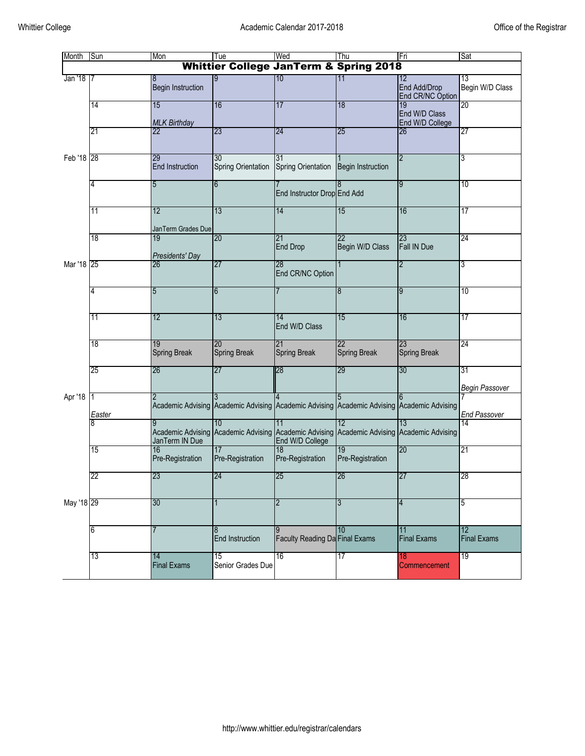| Month | Sun | Mon | Tue | Wed | Thu | Fri | Sat |
|---|---|---|---|---|---|---|---|
| **Whittier College JanTerm & Spring 2018** | | | | | | | |
| Jan '18 | 7 | 8 Begin Instruction | 9 | 10 | 11 | 12 End Add/Drop End CR/NC Option | 13 Begin W/D Class |
| | 14 | 15 *MLK Birthday* | 16 | 17 | 18 | 19 End W/D Class End W/D College | 20 |
| | 21 | 22 | 23 | 24 | 25 | 26 | 27 |
| Feb '18 | 28 | 29 End Instruction | 30 Spring Orientation | 31 Spring Orientation | 1 Begin Instruction | 2 | 3 |
| | 4 | 5 | 6 | 7 End Instructor Drop | 8 End Add | 9 | 10 |
| | 11 | 12 JanTerm Grades Due | 13 | 14 | 15 | 16 | 17 |
| | 18 | 19 *Presidents' Day* | 20 | 21 End Drop | 22 Begin W/D Class | 23 Fall IN Due | 24 |
| Mar '18 | 25 | 26 | 27 | 28 End CR/NC Option | 1 | 2 | 3 |
| | 4 | 5 | 6 | 7 | 8 | 9 | 10 |
| | 11 | 12 | 13 | 14 End W/D Class | 15 | 16 | 17 |
| | 18 | 19 Spring Break | 20 Spring Break | 21 Spring Break | 22 Spring Break | 23 Spring Break | 24 |
| | 25 | 26 | 27 | 28 | 29 | 30 | 31 *Begin Passover* |
| Apr '18 | 1 *Easter* | 2 Academic Advising | 3 Academic Advising | 4 Academic Advising | 5 Academic Advising | 6 Academic Advising | 7 *End Passover* |
| | 8 | 9 Academic Advising JanTerm IN Due | 10 Academic Advising | 11 Academic Advising End W/D College | 12 Academic Advising | 13 Academic Advising | 14 |
| | 15 | 16 Pre-Registration | 17 Pre-Registration | 18 Pre-Registration | 19 Pre-Registration | 20 | 21 |
| | 22 | 23 | 24 | 25 | 26 | 27 | 28 |
| May '18 | 29 | 30 | 1 | 2 | 3 | 4 | 5 |
| | 6 | 7 | 8 End Instruction | 9 Faculty Reading Da | 10 Final Exams | 11 Final Exams | 12 Final Exams |
| | 13 | 14 Final Exams | 15 Senior Grades Due | 16 | 17 | 18 Commencement | 19 |

http://www.whittier.edu/registrar/calendars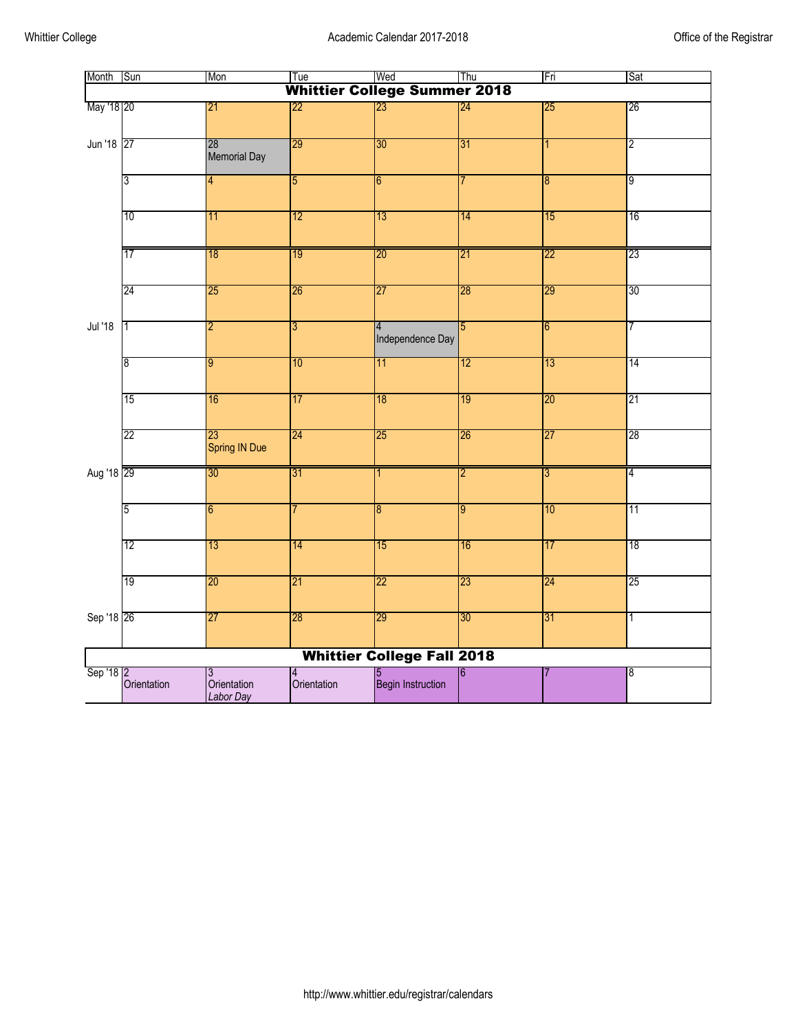| Month | Sun | Mon | Tue | Wed | Thu | Fri | Sat |
|---|---|---|---|---|---|---|---|
| **Whittier College Summer 2018** | | | | | | | |
| May '18 | 20 | 21 | 22 | 23 | 24 | 25 | 26 |
| Jun '18 | 27 | 28 Memorial Day | 29 | 30 | 31 | 1 | 2 |
| | 3 | 4 | 5 | 6 | 7 | 8 | 9 |
| | 10 | 11 | 12 | 13 | 14 | 15 | 16 |
| | 17 | 18 | 19 | 20 | 21 | 22 | 23 |
| | 24 | 25 | 26 | 27 | 28 | 29 | 30 |
| Jul '18 | 1 | 2 | 3 | 4 Independence Day | 5 | 6 | 7 |
| | 8 | 9 | 10 | 11 | 12 | 13 | 14 |
| | 15 | 16 | 17 | 18 | 19 | 20 | 21 |
| | 22 | 23 Spring IN Due | 24 | 25 | 26 | 27 | 28 |
| Aug '18 | 29 | 30 | 31 | 1 | 2 | 3 | 4 |
| | 5 | 6 | 7 | 8 | 9 | 10 | 11 |
| | 12 | 13 | 14 | 15 | 16 | 17 | 18 |
| | 19 | 20 | 21 | 22 | 23 | 24 | 25 |
| Sep '18 | 26 | 27 | 28 | 29 | 30 | 31 | 1 |
| **Whittier College Fall 2018** | | | | | | | |
| Sep '18 | 2 Orientation | 3 Orientation *Labor Day* | 4 Orientation | 5 Begin Instruction | 6 | 7 | 8 |

http://www.whittier.edu/registrar/calendars